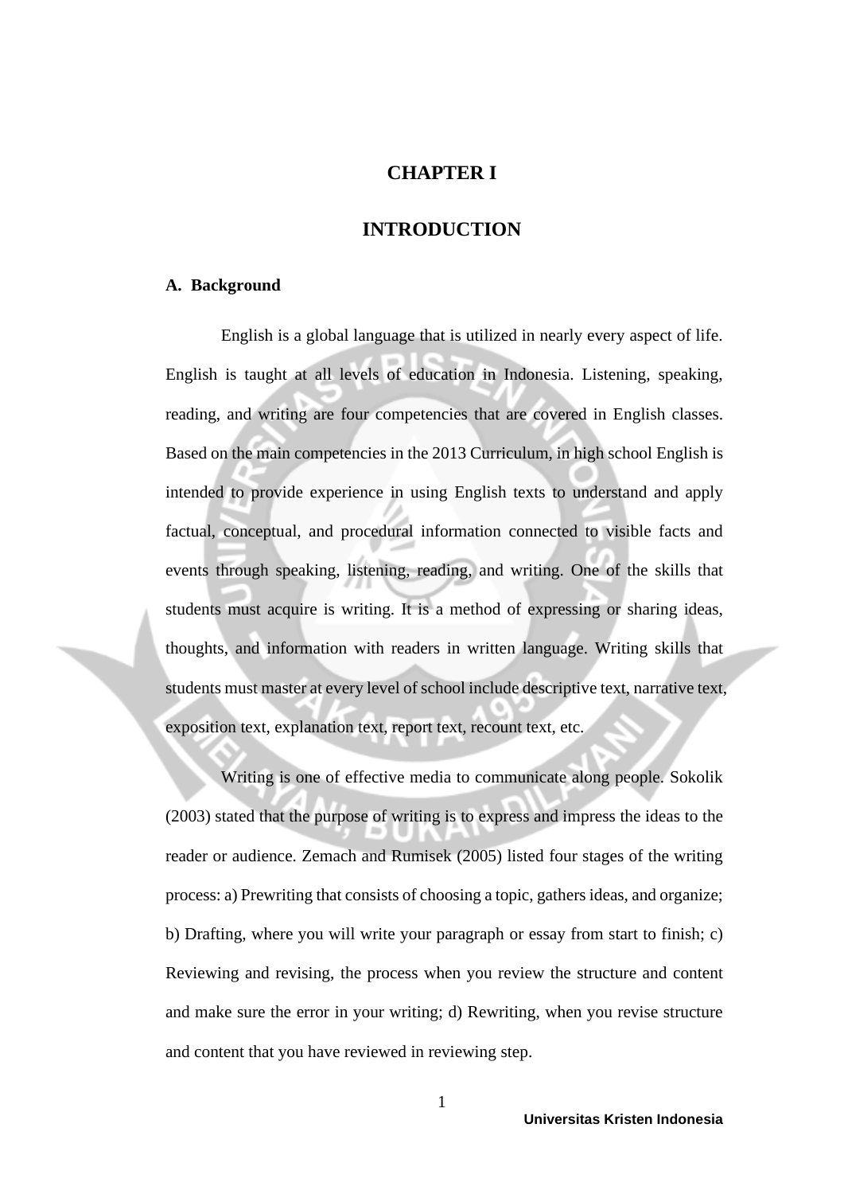# CHAPTER I

# INTRODUCTION

## A. Background

English is a global language that is utilized in nearly every aspect of life. English is taught at all levels of education in Indonesia. Listening, speaking, reading, and writing are four competencies that are covered in English classes. Based on the main competencies in the 2013 Curriculum, in high school English is intended to provide experience in using English texts to understand and apply factual, conceptual, and procedural information connected to visible facts and events through speaking, listening, reading, and writing. One of the skills that students must acquire is writing. It is a method of expressing or sharing ideas, thoughts, and information with readers in written language. Writing skills that students must master at every level of school include descriptive text, narrative text, exposition text, explanation text, report text, recount text, etc.

Writing is one of effective media to communicate along people. Sokolik (2003) stated that the purpose of writing is to express and impress the ideas to the reader or audience. Zemach and Rumisek (2005) listed four stages of the writing process: a) Prewriting that consists of choosing a topic, gathers ideas, and organize; b) Drafting, where you will write your paragraph or essay from start to finish; c) Reviewing and revising, the process when you review the structure and content and make sure the error in your writing; d) Rewriting, when you revise structure and content that you have reviewed in reviewing step.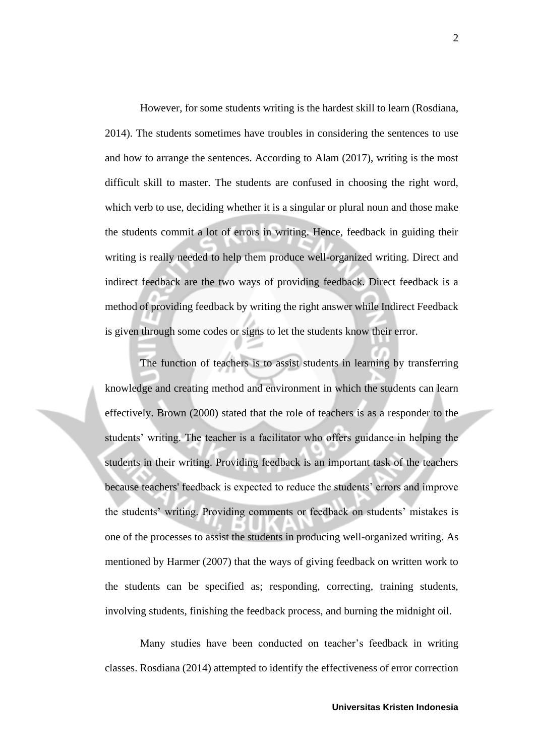However, for some students writing is the hardest skill to learn (Rosdiana, 2014). The students sometimes have troubles in considering the sentences to use and how to arrange the sentences. According to Alam (2017), writing is the most difficult skill to master. The students are confused in choosing the right word, which verb to use, deciding whether it is a singular or plural noun and those make the students commit a lot of errors in writing. Hence, feedback in guiding their writing is really needed to help them produce well-organized writing. Direct and indirect feedback are the two ways of providing feedback. Direct feedback is a method of providing feedback by writing the right answer while Indirect Feedback is given through some codes or signs to let the students know their error.

The function of teachers is to assist students in learning by transferring knowledge and creating method and environment in which the students can learn effectively. Brown (2000) stated that the role of teachers is as a responder to the students' writing. The teacher is a facilitator who offers guidance in helping the students in their writing. Providing feedback is an important task of the teachers because teachers' feedback is expected to reduce the students' errors and improve the students' writing. Providing comments or feedback on students' mistakes is one of the processes to assist the students in producing well-organized writing. As mentioned by Harmer (2007) that the ways of giving feedback on written work to the students can be specified as; responding, correcting, training students, involving students, finishing the feedback process, and burning the midnight oil.

Many studies have been conducted on teacher's feedback in writing classes. Rosdiana (2014) attempted to identify the effectiveness of error correction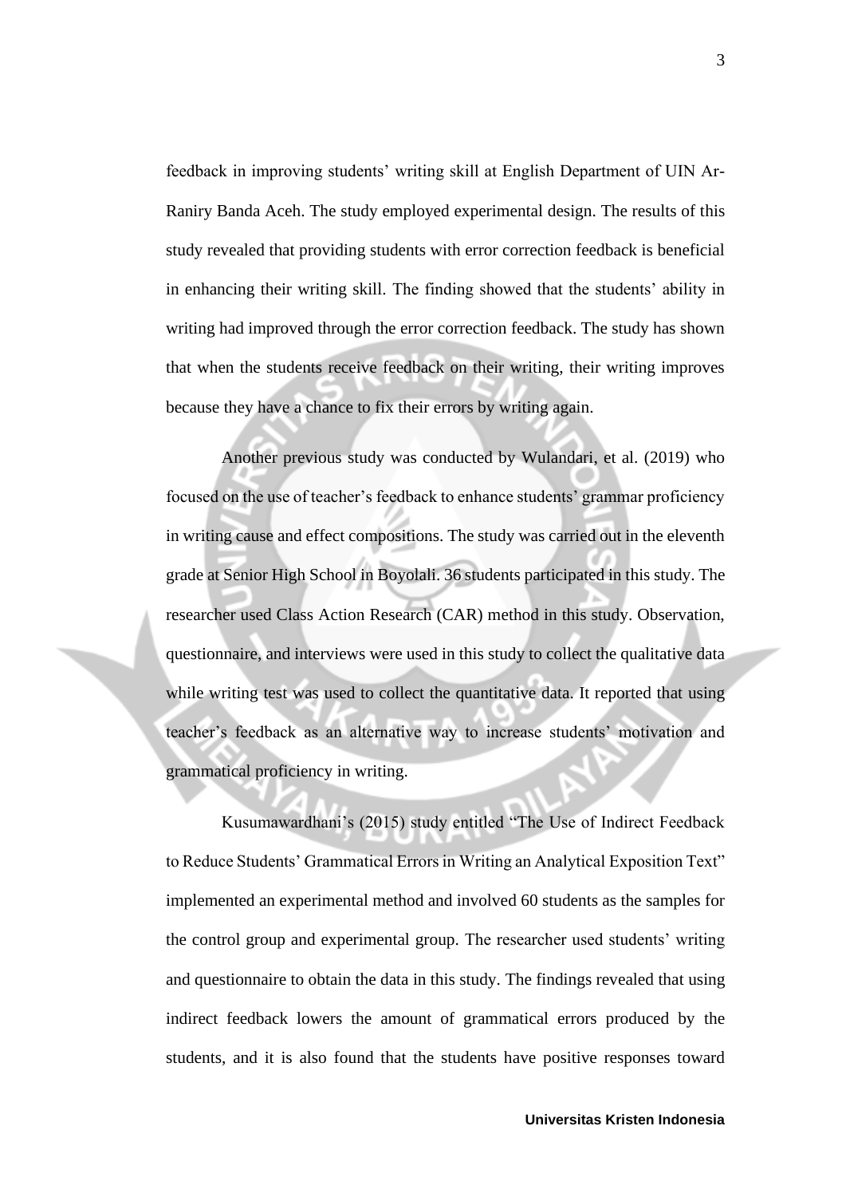feedback in improving students' writing skill at English Department of UIN Ar-Raniry Banda Aceh. The study employed experimental design. The results of this study revealed that providing students with error correction feedback is beneficial in enhancing their writing skill. The finding showed that the students' ability in writing had improved through the error correction feedback. The study has shown that when the students receive feedback on their writing, their writing improves because they have a chance to fix their errors by writing again.

Another previous study was conducted by Wulandari, et al. (2019) who focused on the use of teacher's feedback to enhance students' grammar proficiency in writing cause and effect compositions. The study was carried out in the eleventh grade at Senior High School in Boyolali. 36 students participated in this study. The researcher used Class Action Research (CAR) method in this study. Observation, questionnaire, and interviews were used in this study to collect the qualitative data while writing test was used to collect the quantitative data. It reported that using teacher's feedback as an alternative way to increase students' motivation and grammatical proficiency in writing.

Kusumawardhani's (2015) study entitled "The Use of Indirect Feedback to Reduce Students' Grammatical Errors in Writing an Analytical Exposition Text" implemented an experimental method and involved 60 students as the samples for the control group and experimental group. The researcher used students' writing and questionnaire to obtain the data in this study. The findings revealed that using indirect feedback lowers the amount of grammatical errors produced by the students, and it is also found that the students have positive responses toward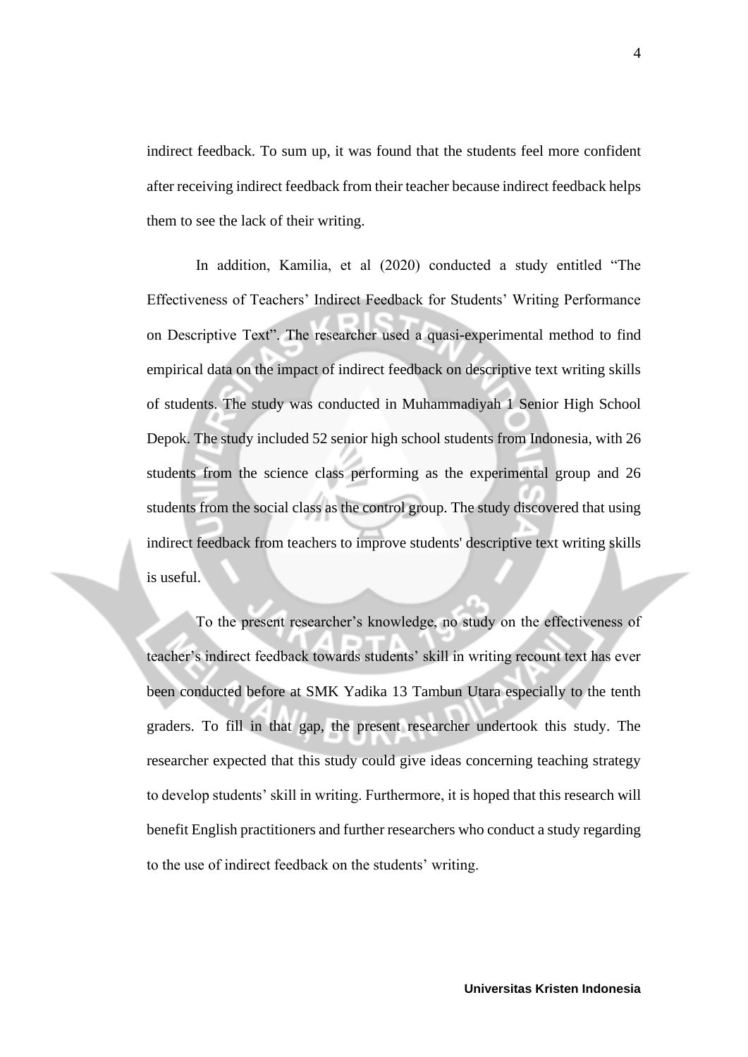indirect feedback. To sum up, it was found that the students feel more confident after receiving indirect feedback from their teacher because indirect feedback helps them to see the lack of their writing.

In addition, Kamilia, et al (2020) conducted a study entitled "The Effectiveness of Teachers' Indirect Feedback for Students' Writing Performance on Descriptive Text". The researcher used a quasi-experimental method to find empirical data on the impact of indirect feedback on descriptive text writing skills of students. The study was conducted in Muhammadiyah 1 Senior High School Depok. The study included 52 senior high school students from Indonesia, with 26 students from the science class performing as the experimental group and 26 students from the social class as the control group. The study discovered that using indirect feedback from teachers to improve students' descriptive text writing skills is useful.

To the present researcher's knowledge, no study on the effectiveness of teacher's indirect feedback towards students' skill in writing recount text has ever been conducted before at SMK Yadika 13 Tambun Utara especially to the tenth graders. To fill in that gap, the present researcher undertook this study. The researcher expected that this study could give ideas concerning teaching strategy to develop students' skill in writing. Furthermore, it is hoped that this research will benefit English practitioners and further researchers who conduct a study regarding to the use of indirect feedback on the students' writing.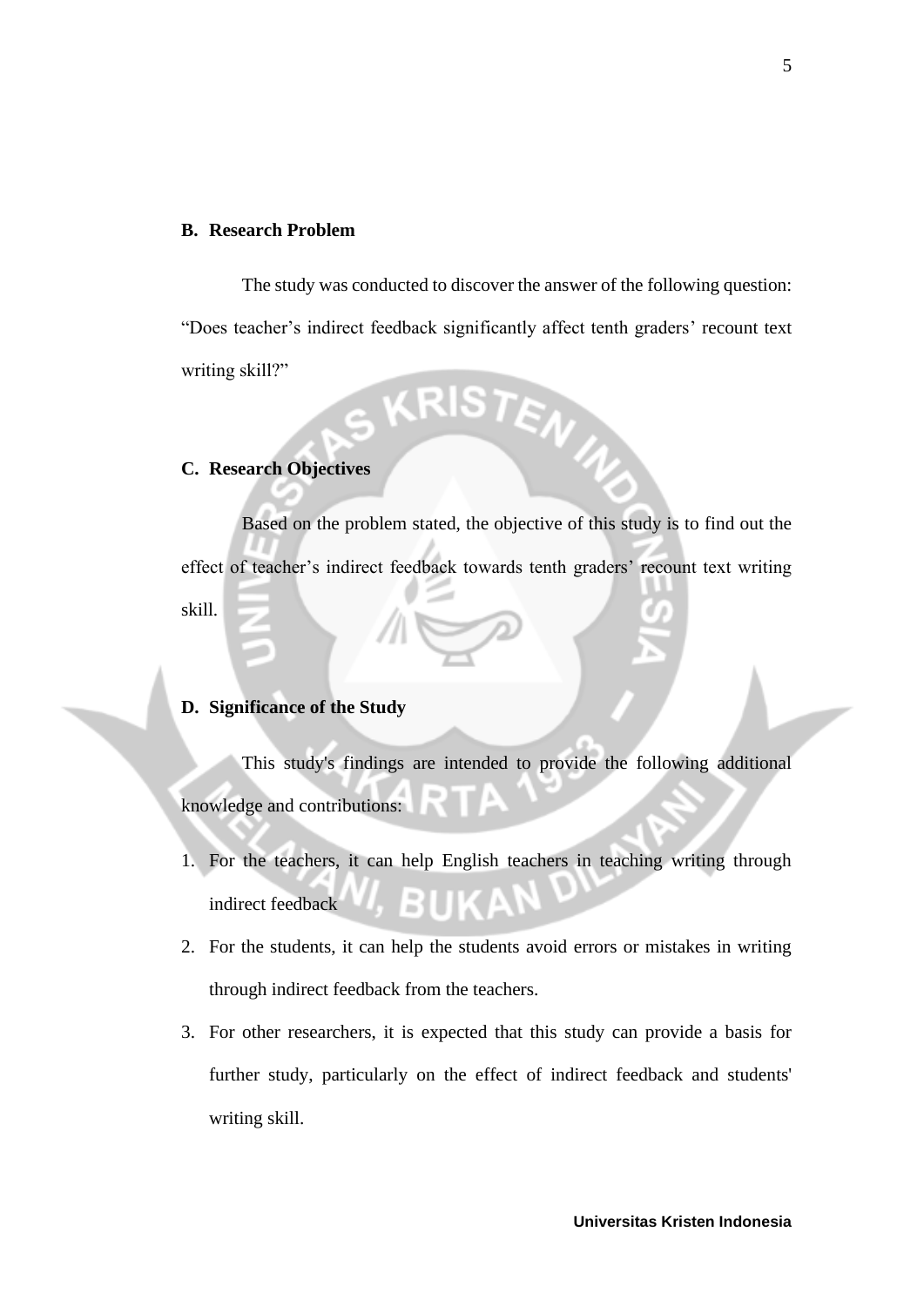## B. Research Problem

The study was conducted to discover the answer of the following question: "Does teacher's indirect feedback significantly affect tenth graders' recount text writing skill?"

## C. Research Objectives

Based on the problem stated, the objective of this study is to find out the effect of teacher's indirect feedback towards tenth graders' recount text writing skill.

## D. Significance of the Study

This study's findings are intended to provide the following additional knowledge and contributions:

1. For the teachers, it can help English teachers in teaching writing through indirect feedback
2. For the students, it can help the students avoid errors or mistakes in writing through indirect feedback from the teachers.
3. For other researchers, it is expected that this study can provide a basis for further study, particularly on the effect of indirect feedback and students' writing skill.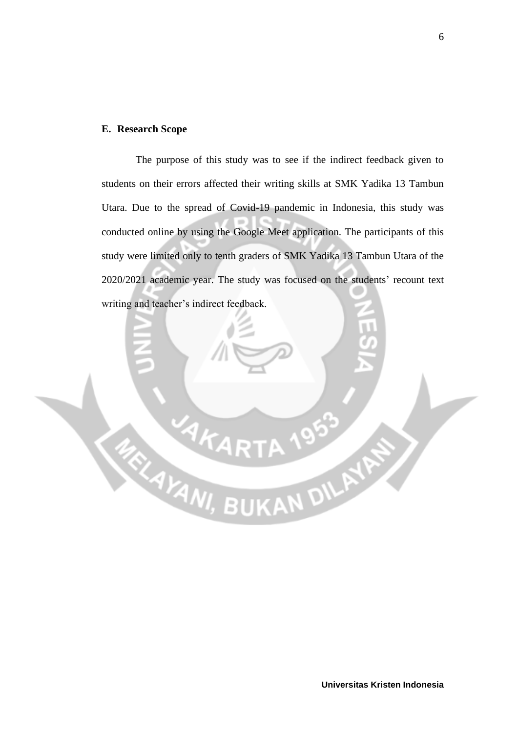## E. Research Scope

The purpose of this study was to see if the indirect feedback given to students on their errors affected their writing skills at SMK Yadika 13 Tambun Utara. Due to the spread of Covid-19 pandemic in Indonesia, this study was conducted online by using the Google Meet application. The participants of this study were limited only to tenth graders of SMK Yadika 13 Tambun Utara of the 2020/2021 academic year. The study was focused on the students' recount text writing and teacher's indirect feedback.